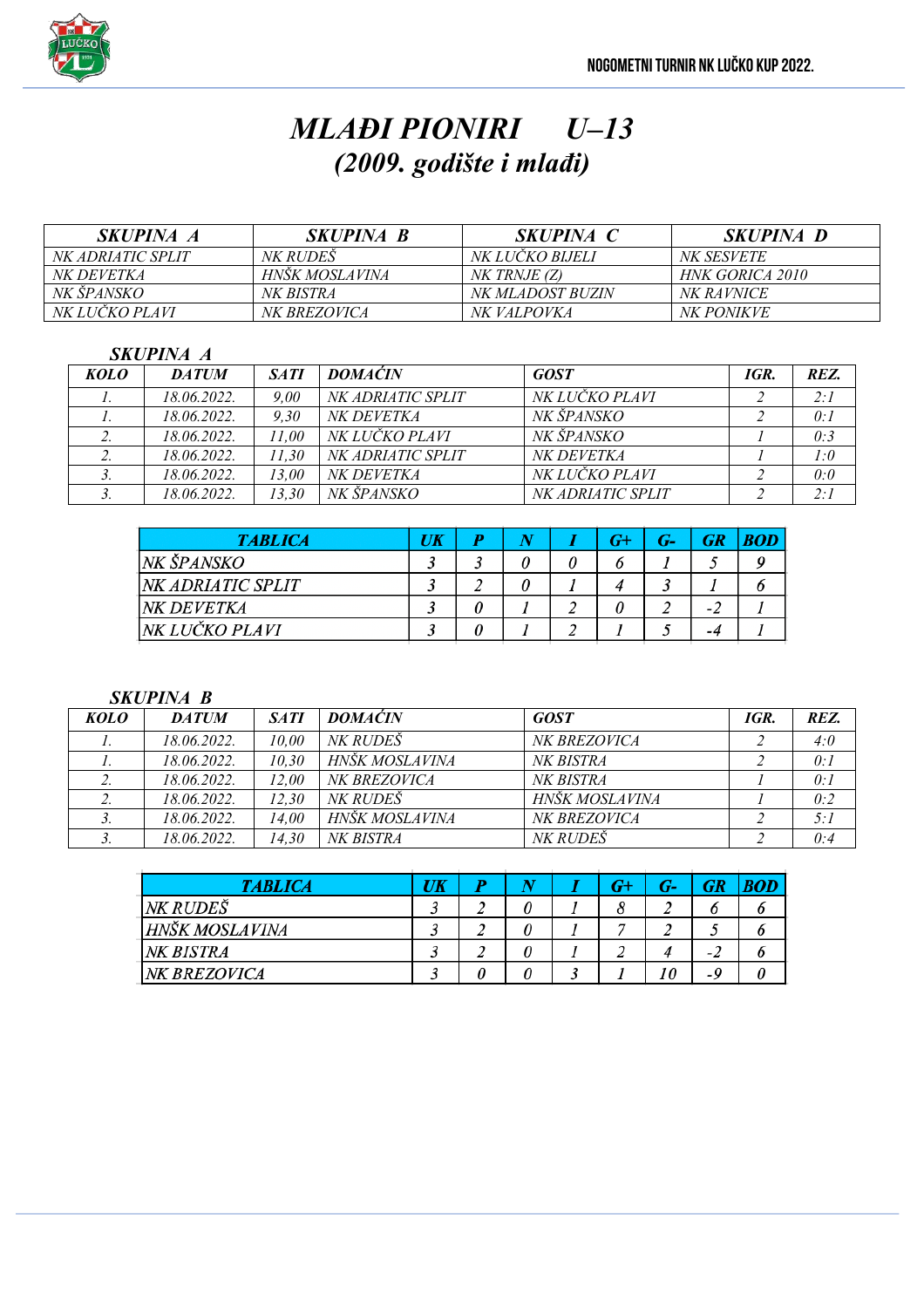# *MLAĐI PIONIRI U–13*
## *(2009. godište i mlađi)*

| SKUPINA A | SKUPINA B | SKUPINA C | SKUPINA D |
|---|---|---|---|
| NK ADRIATIC SPLIT | NK RUDEŠ | NK LUČKO BIJELI | NK SESVETE |
| NK DEVETKA | HNŠK MOSLAVINA | NK TRNJE (Z) | HNK GORICA 2010 |
| NK ŠPANSKO | NK BISTRA | NK MLADOST BUZIN | NK RAVNICE |
| NK LUČKO PLAVI | NK BREZOVICA | NK VALPOVKA | NK PONIKVE |

### *SKUPINA A*

| KOLO | DATUM | SATI | DOMAĆIN | GOST | IGR. | REZ. |
|---|---|---|---|---|---|---|
| 1. | 18.06.2022. | 9,00 | NK ADRIATIC SPLIT | NK LUČKO PLAVI | 2 | 2:1 |
| 1. | 18.06.2022. | 9,30 | NK DEVETKA | NK ŠPANSKO | 2 | 0:1 |
| 2. | 18.06.2022. | 11,00 | NK LUČKO PLAVI | NK ŠPANSKO | 1 | 0:3 |
| 2. | 18.06.2022. | 11,30 | NK ADRIATIC SPLIT | NK DEVETKA | 1 | 1:0 |
| 3. | 18.06.2022. | 13,00 | NK DEVETKA | NK LUČKO PLAVI | 2 | 0:0 |
| 3. | 18.06.2022. | 13,30 | NK ŠPANSKO | NK ADRIATIC SPLIT | 2 | 2:1 |

| TABLICA | UK | P | N | I | G+ | G- | GR | BOD |
|---|---|---|---|---|---|---|---|---|
| NK ŠPANSKO | 3 | 3 | 0 | 0 | 6 | 1 | 5 | 9 |
| NK ADRIATIC SPLIT | 3 | 2 | 0 | 1 | 4 | 3 | 1 | 6 |
| NK DEVETKA | 3 | 0 | 1 | 2 | 0 | 2 | -2 | 1 |
| NK LUČKO PLAVI | 3 | 0 | 1 | 2 | 1 | 5 | -4 | 1 |

### *SKUPINA B*

| KOLO | DATUM | SATI | DOMAĆIN | GOST | IGR. | REZ. |
|---|---|---|---|---|---|---|
| 1. | 18.06.2022. | 10,00 | NK RUDEŠ | NK BREZOVICA | 2 | 4:0 |
| 1. | 18.06.2022. | 10,30 | HNŠK MOSLAVINA | NK BISTRA | 2 | 0:1 |
| 2. | 18.06.2022. | 12,00 | NK BREZOVICA | NK BISTRA | 1 | 0:1 |
| 2. | 18.06.2022. | 12,30 | NK RUDEŠ | HNŠK MOSLAVINA | 1 | 0:2 |
| 3. | 18.06.2022. | 14,00 | HNŠK MOSLAVINA | NK BREZOVICA | 2 | 5:1 |
| 3. | 18.06.2022. | 14,30 | NK BISTRA | NK RUDEŠ | 2 | 0:4 |

| TABLICA | UK | P | N | I | G+ | G- | GR | BOD |
|---|---|---|---|---|---|---|---|---|
| NK RUDEŠ | 3 | 2 | 0 | 1 | 8 | 2 | 6 | 6 |
| HNŠK MOSLAVINA | 3 | 2 | 0 | 1 | 7 | 2 | 5 | 6 |
| NK BISTRA | 3 | 2 | 0 | 1 | 2 | 4 | -2 | 6 |
| NK BREZOVICA | 3 | 0 | 0 | 3 | 1 | 10 | -9 | 0 |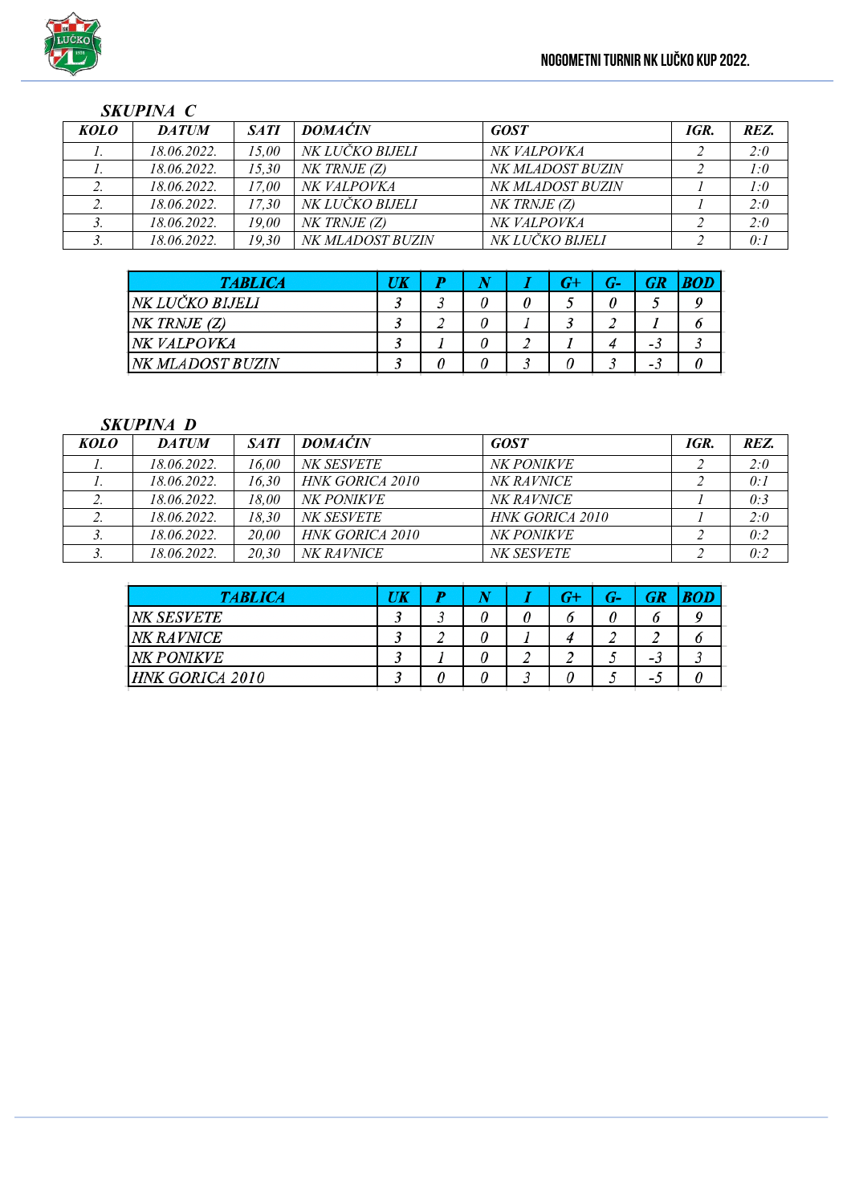## SKUPINA C

| KOLO | DATUM | SATI | DOMAĆIN | GOST | IGR. | REZ. |
|---|---|---|---|---|---|---|
| 1. | 18.06.2022. | 15,00 | NK LUČKO BIJELI | NK VALPOVKA | 2 | 2:0 |
| 1. | 18.06.2022. | 15,30 | NK TRNJE (Z) | NK MLADOST BUZIN | 2 | 1:0 |
| 2. | 18.06.2022. | 17,00 | NK VALPOVKA | NK MLADOST BUZIN | 1 | 1:0 |
| 2. | 18.06.2022. | 17,30 | NK LUČKO BIJELI | NK TRNJE (Z) | 1 | 2:0 |
| 3. | 18.06.2022. | 19,00 | NK TRNJE (Z) | NK VALPOVKA | 2 | 2:0 |
| 3. | 18.06.2022. | 19,30 | NK MLADOST BUZIN | NK LUČKO BIJELI | 2 | 0:1 |

| TABLICA | UK | P | N | I | G+ | G- | GR | BOD |
|---|---|---|---|---|---|---|---|---|
| NK LUČKO BIJELI | 3 | 3 | 0 | 0 | 5 | 0 | 5 | 9 |
| NK TRNJE (Z) | 3 | 2 | 0 | 1 | 3 | 2 | 1 | 6 |
| NK VALPOVKA | 3 | 1 | 0 | 2 | 1 | 4 | -3 | 3 |
| NK MLADOST BUZIN | 3 | 0 | 0 | 3 | 0 | 3 | -3 | 0 |

## SKUPINA D

| KOLO | DATUM | SATI | DOMAĆIN | GOST | IGR. | REZ. |
|---|---|---|---|---|---|---|
| 1. | 18.06.2022. | 16,00 | NK SESVETE | NK PONIKVE | 2 | 2:0 |
| 1. | 18.06.2022. | 16,30 | HNK GORICA 2010 | NK RAVNICE | 2 | 0:1 |
| 2. | 18.06.2022. | 18,00 | NK PONIKVE | NK RAVNICE | 1 | 0:3 |
| 2. | 18.06.2022. | 18,30 | NK SESVETE | HNK GORICA 2010 | 1 | 2:0 |
| 3. | 18.06.2022. | 20,00 | HNK GORICA 2010 | NK PONIKVE | 2 | 0:2 |
| 3. | 18.06.2022. | 20,30 | NK RAVNICE | NK SESVETE | 2 | 0:2 |

| TABLICA | UK | P | N | I | G+ | G- | GR | BOD |
|---|---|---|---|---|---|---|---|---|
| NK SESVETE | 3 | 3 | 0 | 0 | 6 | 0 | 6 | 9 |
| NK RAVNICE | 3 | 2 | 0 | 1 | 4 | 2 | 2 | 6 |
| NK PONIKVE | 3 | 1 | 0 | 2 | 2 | 5 | -3 | 3 |
| HNK GORICA 2010 | 3 | 0 | 0 | 3 | 0 | 5 | -5 | 0 |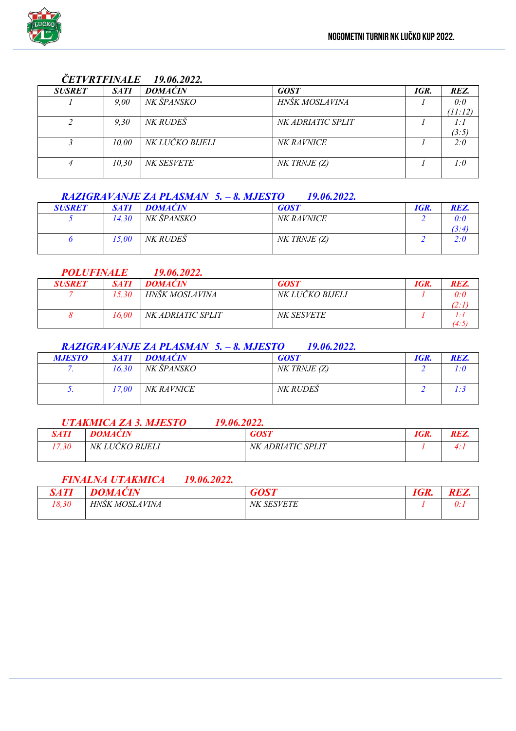## *ČETVRTFINALE 19.06.2022.*

| SUSRET | SATI | DOMAĆIN | GOST | IGR. | REZ. |
|---|---|---|---|---|---|
| 1 | 9,00 | NK ŠPANSKO | HNŠK MOSLAVINA | 1 | 0:0 (11:12) |
| 2 | 9,30 | NK RUDEŠ | NK ADRIATIC SPLIT | 1 | 1:1 (3:5) |
| 3 | 10,00 | NK LUČKO BIJELI | NK RAVNICE | 1 | 2:0 |
| 4 | 10,30 | NK SESVETE | NK TRNJE (Z) | 1 | 1:0 |

## *RAZIGRAVANJE ZA PLASMAN 5. – 8. MJESTO 19.06.2022.*

| SUSRET | SATI | DOMAĆIN | GOST | IGR. | REZ. |
|---|---|---|---|---|---|
| 5 | 14,30 | NK ŠPANSKO | NK RAVNICE | 2 | 0:0 (3:4) |
| 6 | 15,00 | NK RUDEŠ | NK TRNJE (Z) | 2 | 2:0 |

## *POLUFINALE 19.06.2022.*

| SUSRET | SATI | DOMAĆIN | GOST | IGR. | REZ. |
|---|---|---|---|---|---|
| 7 | 15,30 | HNŠK MOSLAVINA | NK LUČKO BIJELI | 1 | 0:0 (2:1) |
| 8 | 16,00 | NK ADRIATIC SPLIT | NK SESVETE | 1 | 1:1 (4:5) |

## *RAZIGRAVANJE ZA PLASMAN 5. – 8. MJESTO 19.06.2022.*

| MJESTO | SATI | DOMAĆIN | GOST | IGR. | REZ. |
|---|---|---|---|---|---|
| 7. | 16,30 | NK ŠPANSKO | NK TRNJE (Z) | 2 | 1:0 |
| 5. | 17,00 | NK RAVNICE | NK RUDEŠ | 2 | 1:3 |

## *UTAKMICA ZA 3. MJESTO 19.06.2022.*

| SATI | DOMAĆIN | GOST | IGR. | REZ. |
|---|---|---|---|---|
| 17,30 | NK LUČKO BIJELI | NK ADRIATIC SPLIT | 1 | 4:1 |

## *FINALNA UTAKMICA 19.06.2022.*

| SATI | DOMAĆIN | GOST | IGR. | REZ. |
|---|---|---|---|---|
| 18,30 | HNŠK MOSLAVINA | NK SESVETE | 1 | 0:1 |